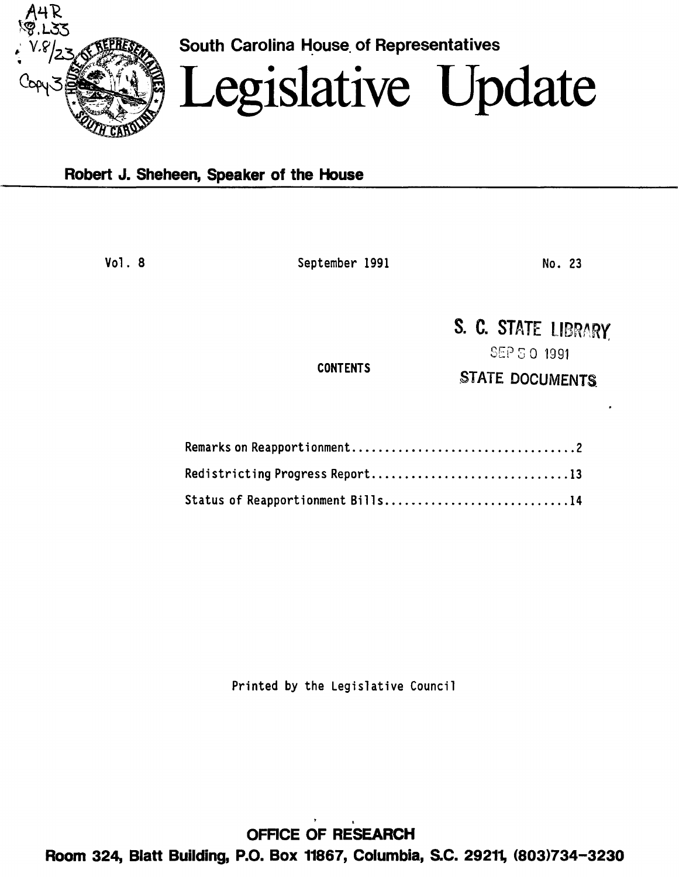A4R
8.L33
V.8/23
Copy 3

South Carolina House of Representatives

# Legislative Update

**Robert J. Sheheen, Speaker of the House**

Vol. 8 | September 1991 | No. 23

S. C. STATE LIBRARY
SEP 30 1991
STATE DOCUMENTS

CONTENTS

Remarks on Reapportionment....................................2

Redistricting Progress Report...............................13

Status of Reapportionment Bills.............................14

Printed by the Legislative Council

**OFFICE OF RESEARCH**
**Room 324, Blatt Building, P.O. Box 11867, Columbia, S.C. 29211, (803)734-3230**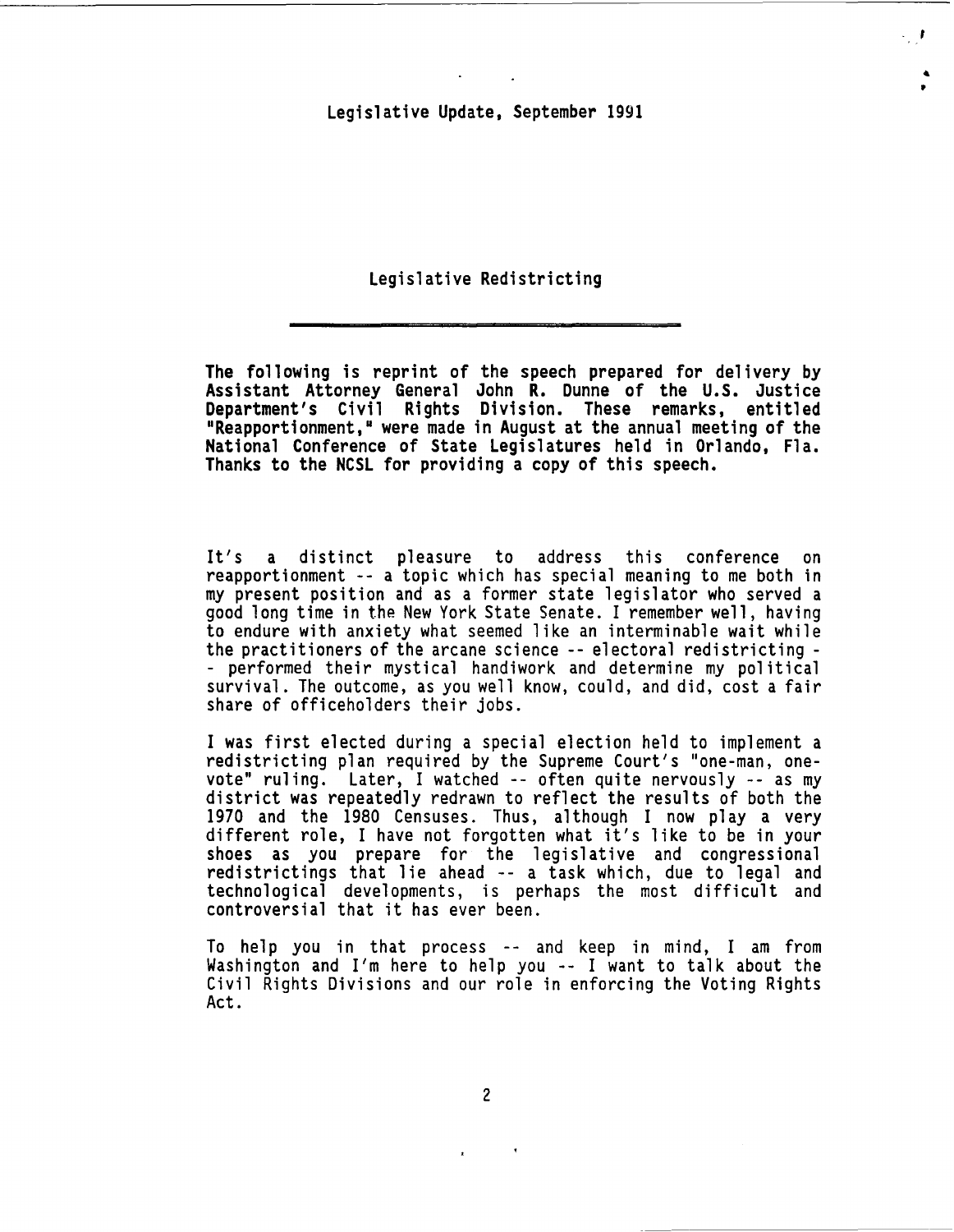Legislative Update, September 1991

## Legislative Redistricting

**The following is reprint of the speech prepared for delivery by Assistant Attorney General John R. Dunne of the U.S. Justice Department's Civil Rights Division. These remarks, entitled "Reapportionment," were made in August at the annual meeting of the National Conference of State Legislatures held in Orlando, Fla. Thanks to the NCSL for providing a copy of this speech.**

It's a distinct pleasure to address this conference on reapportionment -- a topic which has special meaning to me both in my present position and as a former state legislator who served a good long time in the New York State Senate. I remember well, having to endure with anxiety what seemed like an interminable wait while the practitioners of the arcane science -- electoral redistricting -- performed their mystical handiwork and determine my political survival. The outcome, as you well know, could, and did, cost a fair share of officeholders their jobs.

I was first elected during a special election held to implement a redistricting plan required by the Supreme Court's "one-man, one-vote" ruling. Later, I watched -- often quite nervously -- as my district was repeatedly redrawn to reflect the results of both the 1970 and the 1980 Censuses. Thus, although I now play a very different role, I have not forgotten what it's like to be in your shoes as you prepare for the legislative and congressional redistrictings that lie ahead -- a task which, due to legal and technological developments, is perhaps the most difficult and controversial that it has ever been.

To help you in that process -- and keep in mind, I am from Washington and I'm here to help you -- I want to talk about the Civil Rights Divisions and our role in enforcing the Voting Rights Act.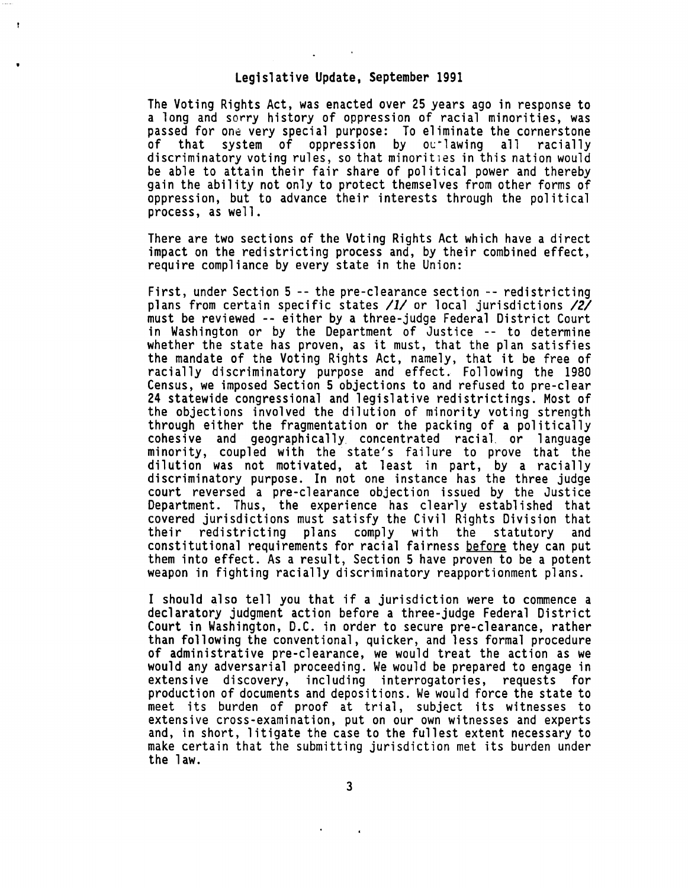## Legislative Update, September 1991

The Voting Rights Act, was enacted over 25 years ago in response to a long and sorry history of oppression of racial minorities, was passed for one very special purpose: To eliminate the cornerstone of that system of oppression by outlawing all racially discriminatory voting rules, so that minorities in this nation would be able to attain their fair share of political power and thereby gain the ability not only to protect themselves from other forms of oppression, but to advance their interests through the political process, as well.

There are two sections of the Voting Rights Act which have a direct impact on the redistricting process and, by their combined effect, require compliance by every state in the Union:

First, under Section 5 -- the pre-clearance section -- redistricting plans from certain specific states */1/* or local jurisdictions */2/* must be reviewed -- either by a three-judge Federal District Court in Washington or by the Department of Justice -- to determine whether the state has proven, as it must, that the plan satisfies the mandate of the Voting Rights Act, namely, that it be free of racially discriminatory purpose and effect. Following the 1980 Census, we imposed Section 5 objections to and refused to pre-clear 24 statewide congressional and legislative redistrictings. Most of the objections involved the dilution of minority voting strength through either the fragmentation or the packing of a politically cohesive and geographically concentrated racial or language minority, coupled with the state's failure to prove that the dilution was not motivated, at least in part, by a racially discriminatory purpose. In not one instance has the three judge court reversed a pre-clearance objection issued by the Justice Department. Thus, the experience has clearly established that covered jurisdictions must satisfy the Civil Rights Division that their redistricting plans comply with the statutory and constitutional requirements for racial fairness <u>before</u> they can put them into effect. As a result, Section 5 have proven to be a potent weapon in fighting racially discriminatory reapportionment plans.

I should also tell you that if a jurisdiction were to commence a declaratory judgment action before a three-judge Federal District Court in Washington, D.C. in order to secure pre-clearance, rather than following the conventional, quicker, and less formal procedure of administrative pre-clearance, we would treat the action as we would any adversarial proceeding. We would be prepared to engage in extensive discovery, including interrogatories, requests for production of documents and depositions. We would force the state to meet its burden of proof at trial, subject its witnesses to extensive cross-examination, put on our own witnesses and experts and, in short, litigate the case to the fullest extent necessary to make certain that the submitting jurisdiction met its burden under the law.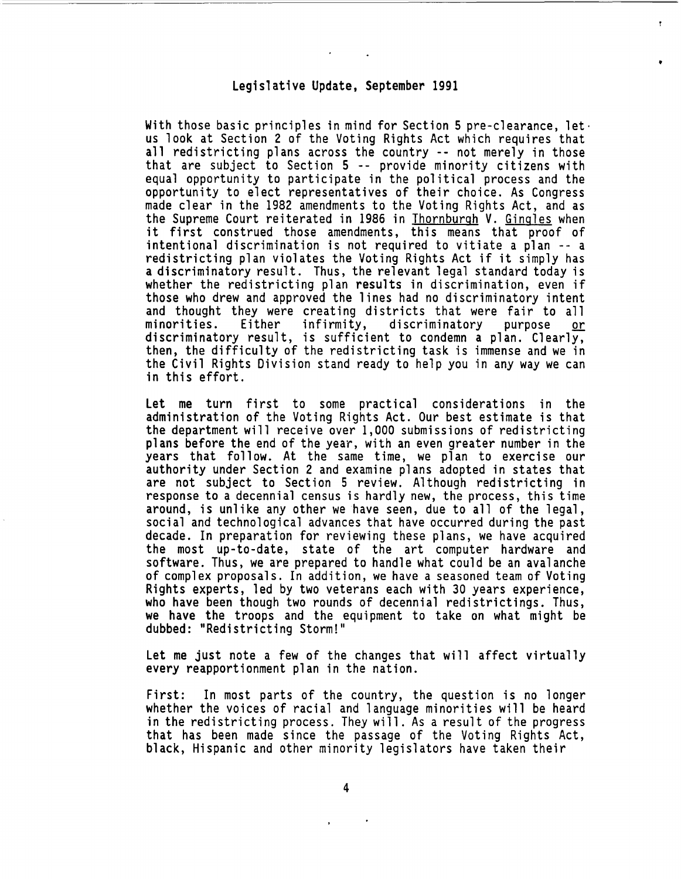### Legislative Update, September 1991

With those basic principles in mind for Section 5 pre-clearance, let us look at Section 2 of the Voting Rights Act which requires that all redistricting plans across the country -- not merely in those that are subject to Section 5 -- provide minority citizens with equal opportunity to participate in the political process and the opportunity to elect representatives of their choice. As Congress made clear in the 1982 amendments to the Voting Rights Act, and as the Supreme Court reiterated in 1986 in _Thornburgh_ V. _Gingles_ when it first construed those amendments, this means that proof of intentional discrimination is not required to vitiate a plan -- a redistricting plan violates the Voting Rights Act if it simply has a discriminatory result. Thus, the relevant legal standard today is whether the redistricting plan **results** in discrimination, even if those who drew and approved the lines had no discriminatory intent and thought they were creating districts that were fair to all minorities. Either infirmity, discriminatory purpose _or_ discriminatory result, is sufficient to condemn a plan. Clearly, then, the difficulty of the redistricting task is immense and we in the Civil Rights Division stand ready to help you in any way we can in this effort.

Let me turn first to some practical considerations in the administration of the Voting Rights Act. Our best estimate is that the department will receive over 1,000 submissions of redistricting plans before the end of the year, with an even greater number in the years that follow. At the same time, we plan to exercise our authority under Section 2 and examine plans adopted in states that are not subject to Section 5 review. Although redistricting in response to a decennial census is hardly new, the process, this time around, is unlike any other we have seen, due to all of the legal, social and technological advances that have occurred during the past decade. In preparation for reviewing these plans, we have acquired the most up-to-date, state of the art computer hardware and software. Thus, we are prepared to handle what could be an avalanche of complex proposals. In addition, we have a seasoned team of Voting Rights experts, led by two veterans each with 30 years experience, who have been though two rounds of decennial redistrictings. Thus, we have the troops and the equipment to take on what might be dubbed: "Redistricting Storm!"

Let me just note a few of the changes that will affect virtually every reapportionment plan in the nation.

First: In most parts of the country, the question is no longer whether the voices of racial and language minorities will be heard in the redistricting process. They will. As a result of the progress that has been made since the passage of the Voting Rights Act, black, Hispanic and other minority legislators have taken their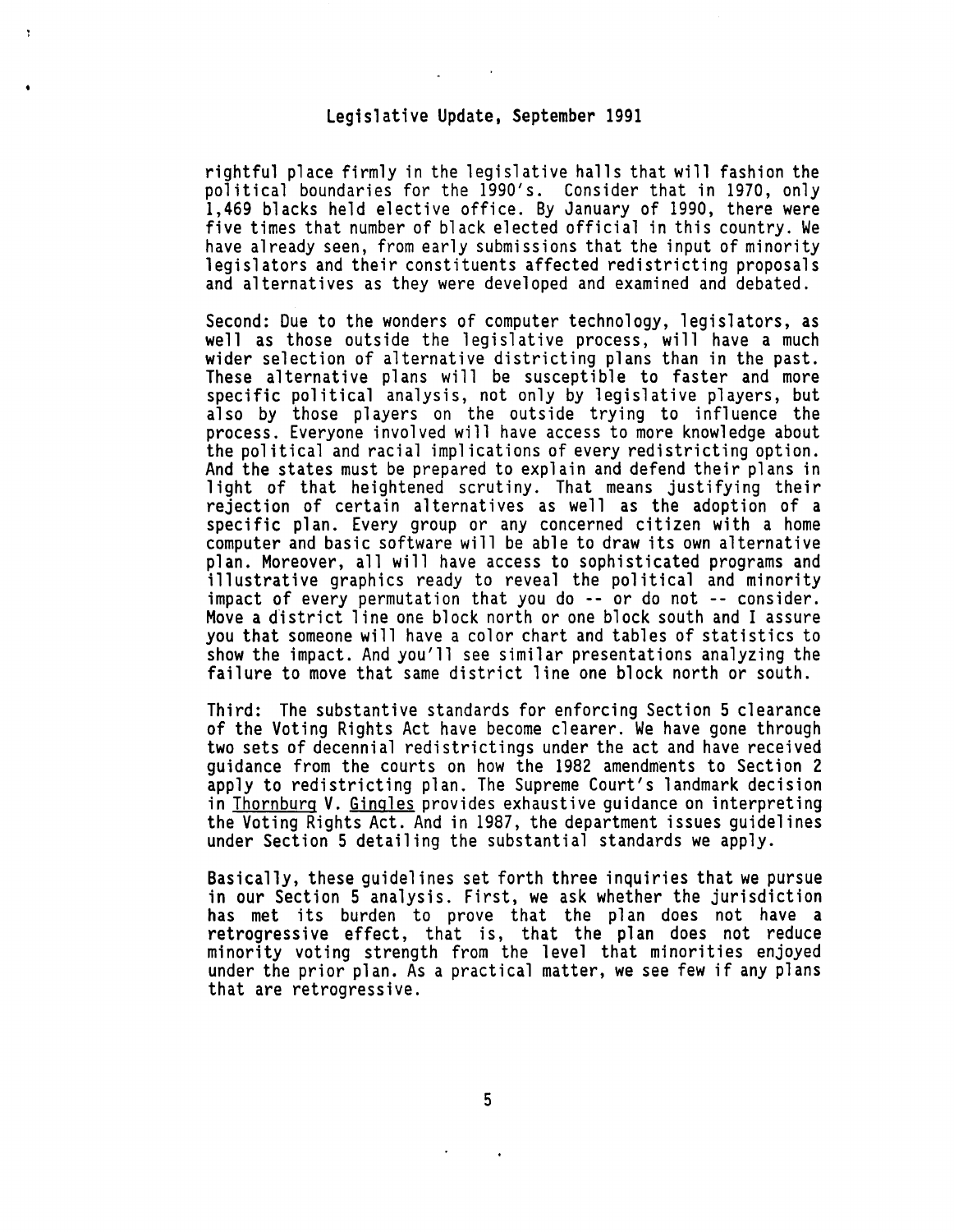rightful place firmly in the legislative halls that will fashion the political boundaries for the 1990's. Consider that in 1970, only 1,469 blacks held elective office. By January of 1990, there were five times that number of black elected official in this country. We have already seen, from early submissions that the input of minority legislators and their constituents affected redistricting proposals and alternatives as they were developed and examined and debated.

Second: Due to the wonders of computer technology, legislators, as well as those outside the legislative process, will have a much wider selection of alternative districting plans than in the past. These alternative plans will be susceptible to faster and more specific political analysis, not only by legislative players, but also by those players on the outside trying to influence the process. Everyone involved will have access to more knowledge about the political and racial implications of every redistricting option. And the states must be prepared to explain and defend their plans in light of that heightened scrutiny. That means justifying their rejection of certain alternatives as well as the adoption of a specific plan. Every group or any concerned citizen with a home computer and basic software will be able to draw its own alternative plan. Moreover, all will have access to sophisticated programs and illustrative graphics ready to reveal the political and minority impact of every permutation that you do -- or do not -- consider. Move a district line one block north or one block south and I assure you that someone will have a color chart and tables of statistics to show the impact. And you'll see similar presentations analyzing the failure to move that same district line one block north or south.

Third: The substantive standards for enforcing Section 5 clearance of the Voting Rights Act have become clearer. We have gone through two sets of decennial redistrictings under the act and have received guidance from the courts on how the 1982 amendments to Section 2 apply to redistricting plan. The Supreme Court's landmark decision in Thornburg V. Gingles provides exhaustive guidance on interpreting the Voting Rights Act. And in 1987, the department issues guidelines under Section 5 detailing the substantial standards we apply.

Basically, these guidelines set forth three inquiries that we pursue in our Section 5 analysis. First, we ask whether the jurisdiction has met its burden to prove that the plan does not have a retrogressive effect, that is, that the plan does not reduce minority voting strength from the level that minorities enjoyed under the prior plan. As a practical matter, we see few if any plans that are retrogressive.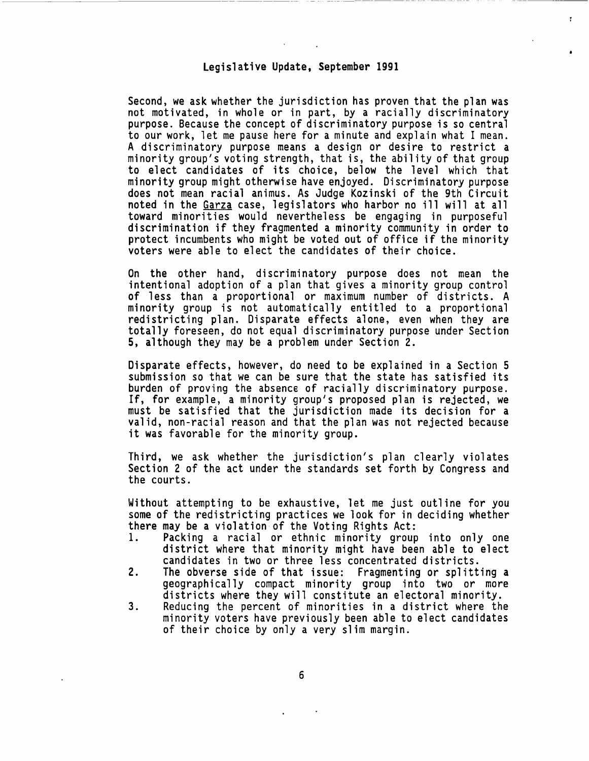Second, we ask whether the jurisdiction has proven that the plan was not motivated, in whole or in part, by a racially discriminatory purpose. Because the concept of discriminatory purpose is so central to our work, let me pause here for a minute and explain what I mean. A discriminatory purpose means a design or desire to restrict a minority group's voting strength, that is, the ability of that group to elect candidates of its choice, below the level which that minority group might otherwise have enjoyed. Discriminatory purpose does not mean racial animus. As Judge Kozinski of the 9th Circuit noted in the Garza case, legislators who harbor no ill will at all toward minorities would nevertheless be engaging in purposeful discrimination if they fragmented a minority community in order to protect incumbents who might be voted out of office if the minority voters were able to elect the candidates of their choice.

On the other hand, discriminatory purpose does not mean the intentional adoption of a plan that gives a minority group control of less than a proportional or maximum number of districts. A minority group is not automatically entitled to a proportional redistricting plan. Disparate effects alone, even when they are totally foreseen, do not equal discriminatory purpose under Section 5, although they may be a problem under Section 2.

Disparate effects, however, do need to be explained in a Section 5 submission so that we can be sure that the state has satisfied its burden of proving the absence of racially discriminatory purpose. If, for example, a minority group's proposed plan is rejected, we must be satisfied that the jurisdiction made its decision for a valid, non-racial reason and that the plan was not rejected because it was favorable for the minority group.

Third, we ask whether the jurisdiction's plan clearly violates Section 2 of the act under the standards set forth by Congress and the courts.

Without attempting to be exhaustive, let me just outline for you some of the redistricting practices we look for in deciding whether there may be a violation of the Voting Rights Act:

1. Packing a racial or ethnic minority group into only one district where that minority might have been able to elect candidates in two or three less concentrated districts.
2. The obverse side of that issue: Fragmenting or splitting a geographically compact minority group into two or more districts where they will constitute an electoral minority.
3. Reducing the percent of minorities in a district where the minority voters have previously been able to elect candidates of their choice by only a very slim margin.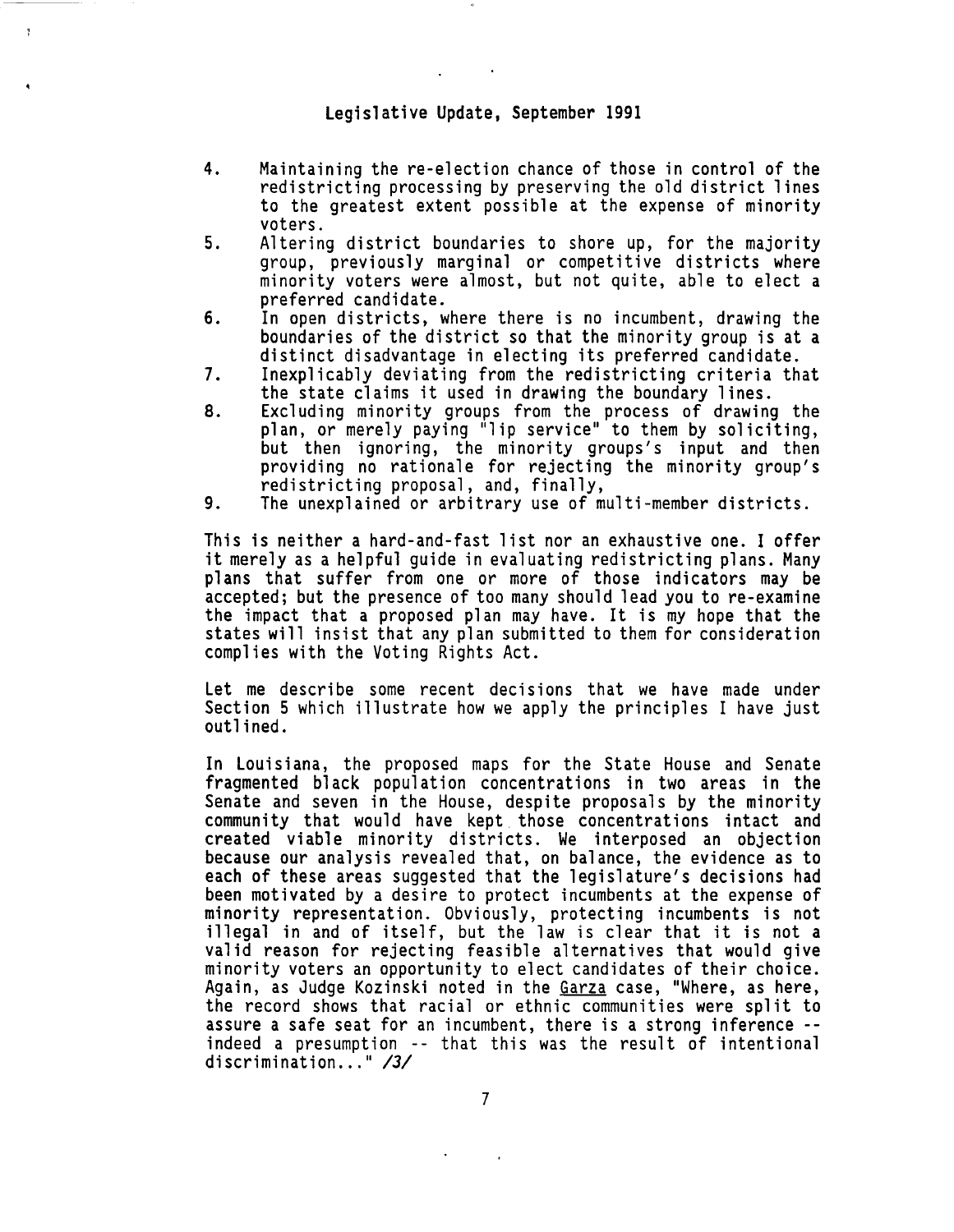4. Maintaining the re-election chance of those in control of the redistricting processing by preserving the old district lines to the greatest extent possible at the expense of minority voters.
5. Altering district boundaries to shore up, for the majority group, previously marginal or competitive districts where minority voters were almost, but not quite, able to elect a preferred candidate.
6. In open districts, where there is no incumbent, drawing the boundaries of the district so that the minority group is at a distinct disadvantage in electing its preferred candidate.
7. Inexplicably deviating from the redistricting criteria that the state claims it used in drawing the boundary lines.
8. Excluding minority groups from the process of drawing the plan, or merely paying "lip service" to them by soliciting, but then ignoring, the minority groups's input and then providing no rationale for rejecting the minority group's redistricting proposal, and, finally,
9. The unexplained or arbitrary use of multi-member districts.

This is neither a hard-and-fast list nor an exhaustive one. I offer it merely as a helpful guide in evaluating redistricting plans. Many plans that suffer from one or more of those indicators may be accepted; but the presence of too many should lead you to re-examine the impact that a proposed plan may have. It is my hope that the states will insist that any plan submitted to them for consideration complies with the Voting Rights Act.

Let me describe some recent decisions that we have made under Section 5 which illustrate how we apply the principles I have just outlined.

In Louisiana, the proposed maps for the State House and Senate fragmented black population concentrations in two areas in the Senate and seven in the House, despite proposals by the minority community that would have kept those concentrations intact and created viable minority districts. We interposed an objection because our analysis revealed that, on balance, the evidence as to each of these areas suggested that the legislature's decisions had been motivated by a desire to protect incumbents at the expense of minority representation. Obviously, protecting incumbents is not illegal in and of itself, but the law is clear that it is not a valid reason for rejecting feasible alternatives that would give minority voters an opportunity to elect candidates of their choice. Again, as Judge Kozinski noted in the Garza case, "Where, as here, the record shows that racial or ethnic communities were split to assure a safe seat for an incumbent, there is a strong inference -- indeed a presumption -- that this was the result of intentional discrimination..." */3/*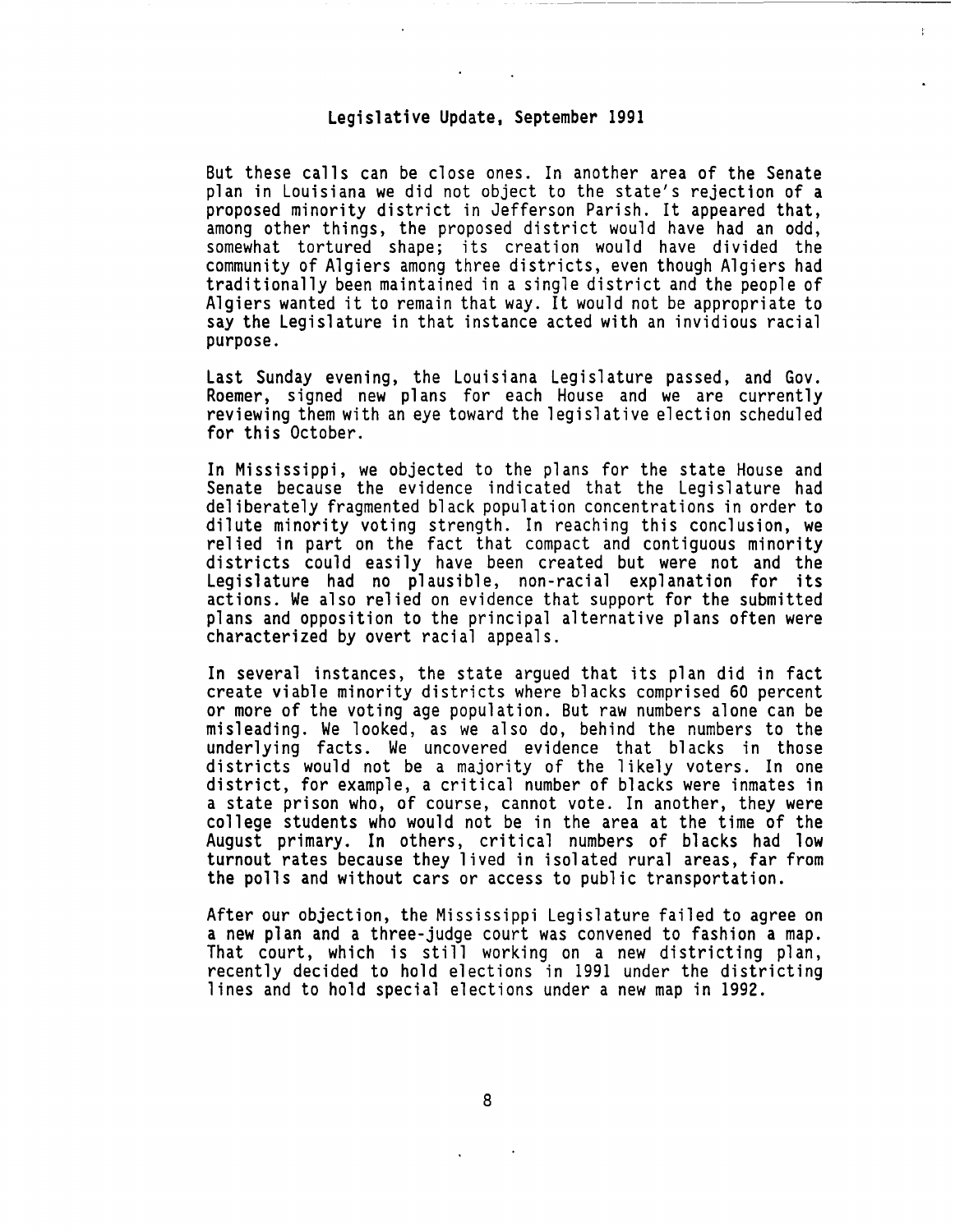But these calls can be close ones. In another area of the Senate plan in Louisiana we did not object to the state's rejection of a proposed minority district in Jefferson Parish. It appeared that, among other things, the proposed district would have had an odd, somewhat tortured shape; its creation would have divided the community of Algiers among three districts, even though Algiers had traditionally been maintained in a single district and the people of Algiers wanted it to remain that way. It would not be appropriate to say the Legislature in that instance acted with an invidious racial purpose.

Last Sunday evening, the Louisiana Legislature passed, and Gov. Roemer, signed new plans for each House and we are currently reviewing them with an eye toward the legislative election scheduled for this October.

In Mississippi, we objected to the plans for the state House and Senate because the evidence indicated that the Legislature had deliberately fragmented black population concentrations in order to dilute minority voting strength. In reaching this conclusion, we relied in part on the fact that compact and contiguous minority districts could easily have been created but were not and the Legislature had no plausible, non-racial explanation for its actions. We also relied on evidence that support for the submitted plans and opposition to the principal alternative plans often were characterized by overt racial appeals.

In several instances, the state argued that its plan did in fact create viable minority districts where blacks comprised 60 percent or more of the voting age population. But raw numbers alone can be misleading. We looked, as we also do, behind the numbers to the underlying facts. We uncovered evidence that blacks in those districts would not be a majority of the likely voters. In one district, for example, a critical number of blacks were inmates in a state prison who, of course, cannot vote. In another, they were college students who would not be in the area at the time of the August primary. In others, critical numbers of blacks had low turnout rates because they lived in isolated rural areas, far from the polls and without cars or access to public transportation.

After our objection, the Mississippi Legislature failed to agree on a new plan and a three-judge court was convened to fashion a map. That court, which is still working on a new districting plan, recently decided to hold elections in 1991 under the districting lines and to hold special elections under a new map in 1992.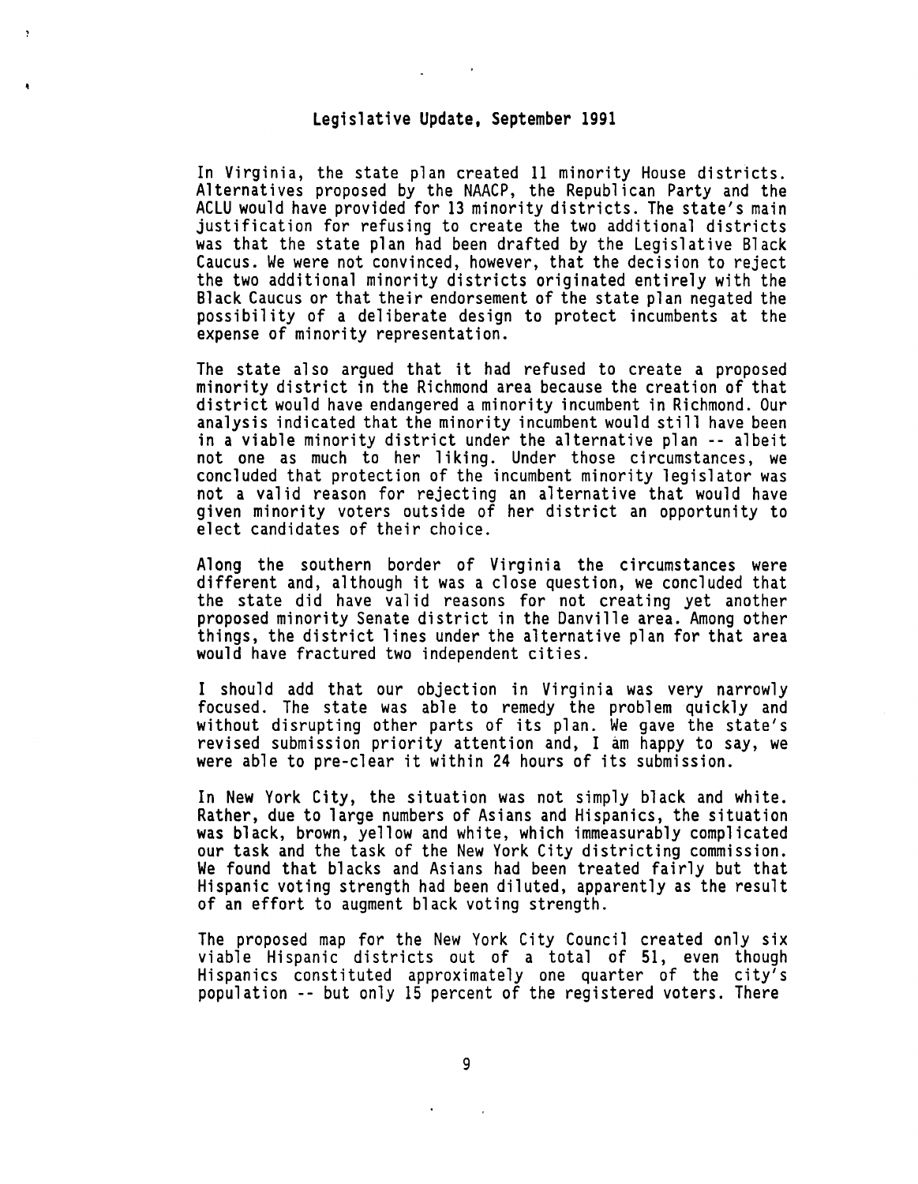**Legislative Update, September 1991**

In Virginia, the state plan created 11 minority House districts. Alternatives proposed by the NAACP, the Republican Party and the ACLU would have provided for 13 minority districts. The state's main justification for refusing to create the two additional districts was that the state plan had been drafted by the Legislative Black Caucus. We were not convinced, however, that the decision to reject the two additional minority districts originated entirely with the Black Caucus or that their endorsement of the state plan negated the possibility of a deliberate design to protect incumbents at the expense of minority representation.

The state also argued that it had refused to create a proposed minority district in the Richmond area because the creation of that district would have endangered a minority incumbent in Richmond. Our analysis indicated that the minority incumbent would still have been in a viable minority district under the alternative plan -- albeit not one as much to her liking. Under those circumstances, we concluded that protection of the incumbent minority legislator was not a valid reason for rejecting an alternative that would have given minority voters outside of her district an opportunity to elect candidates of their choice.

Along the southern border of Virginia the circumstances were different and, although it was a close question, we concluded that the state did have valid reasons for not creating yet another proposed minority Senate district in the Danville area. Among other things, the district lines under the alternative plan for that area would have fractured two independent cities.

I should add that our objection in Virginia was very narrowly focused. The state was able to remedy the problem quickly and without disrupting other parts of its plan. We gave the state's revised submission priority attention and, I am happy to say, we were able to pre-clear it within 24 hours of its submission.

In New York City, the situation was not simply black and white. Rather, due to large numbers of Asians and Hispanics, the situation was black, brown, yellow and white, which immeasurably complicated our task and the task of the New York City districting commission. We found that blacks and Asians had been treated fairly but that Hispanic voting strength had been diluted, apparently as the result of an effort to augment black voting strength.

The proposed map for the New York City Council created only six viable Hispanic districts out of a total of 51, even though Hispanics constituted approximately one quarter of the city's population -- but only 15 percent of the registered voters. There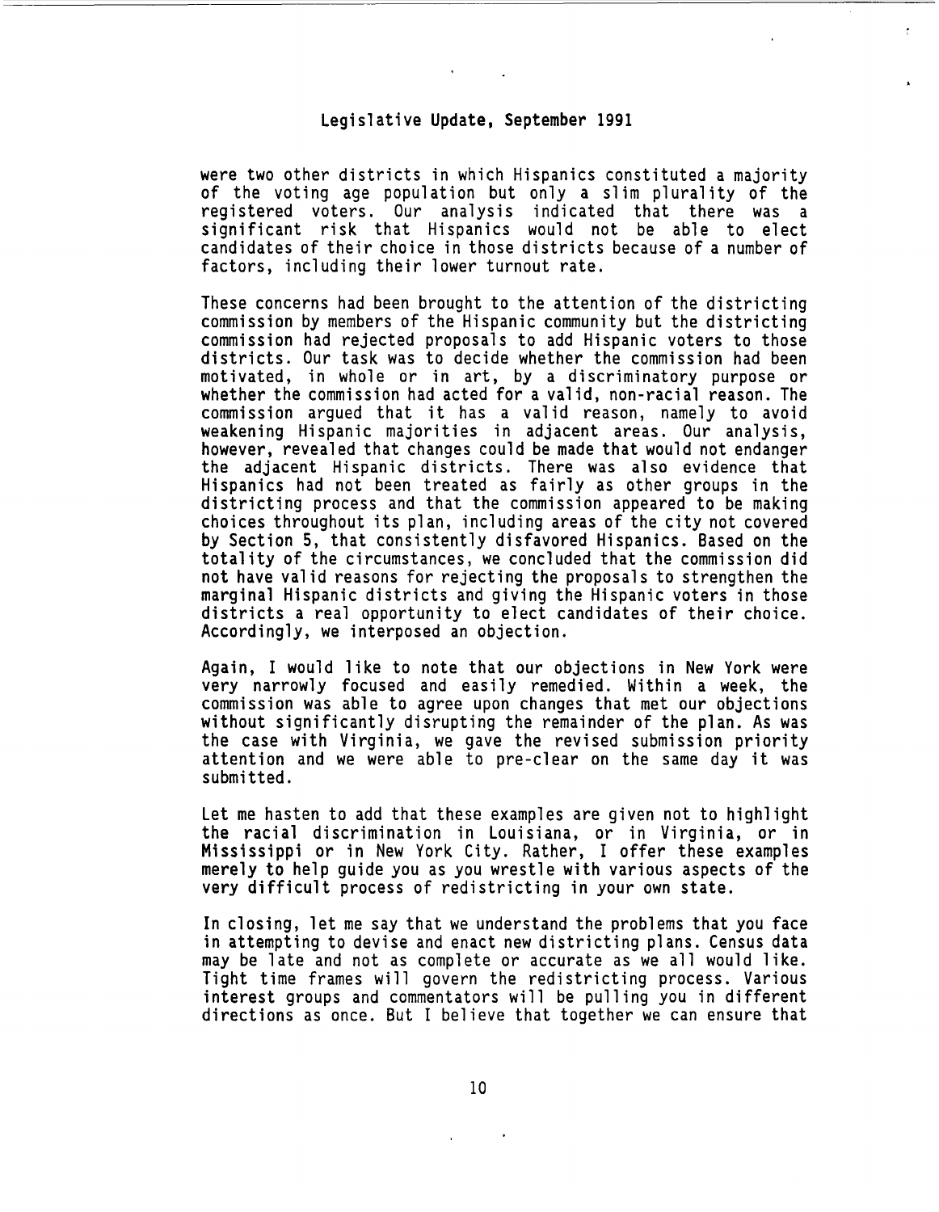were two other districts in which Hispanics constituted a majority of the voting age population but only a slim plurality of the registered voters. Our analysis indicated that there was a significant risk that Hispanics would not be able to elect candidates of their choice in those districts because of a number of factors, including their lower turnout rate.

These concerns had been brought to the attention of the districting commission by members of the Hispanic community but the districting commission had rejected proposals to add Hispanic voters to those districts. Our task was to decide whether the commission had been motivated, in whole or in art, by a discriminatory purpose or whether the commission had acted for a valid, non-racial reason. The commission argued that it has a valid reason, namely to avoid weakening Hispanic majorities in adjacent areas. Our analysis, however, revealed that changes could be made that would not endanger the adjacent Hispanic districts. There was also evidence that Hispanics had not been treated as fairly as other groups in the districting process and that the commission appeared to be making choices throughout its plan, including areas of the city not covered by Section 5, that consistently disfavored Hispanics. Based on the totality of the circumstances, we concluded that the commission did not have valid reasons for rejecting the proposals to strengthen the marginal Hispanic districts and giving the Hispanic voters in those districts a real opportunity to elect candidates of their choice. Accordingly, we interposed an objection.

Again, I would like to note that our objections in New York were very narrowly focused and easily remedied. Within a week, the commission was able to agree upon changes that met our objections without significantly disrupting the remainder of the plan. As was the case with Virginia, we gave the revised submission priority attention and we were able to pre-clear on the same day it was submitted.

Let me hasten to add that these examples are given not to highlight the racial discrimination in Louisiana, or in Virginia, or in Mississippi or in New York City. Rather, I offer these examples merely to help guide you as you wrestle with various aspects of the very difficult process of redistricting in your own state.

In closing, let me say that we understand the problems that you face in attempting to devise and enact new districting plans. Census data may be late and not as complete or accurate as we all would like. Tight time frames will govern the redistricting process. Various interest groups and commentators will be pulling you in different directions as once. But I believe that together we can ensure that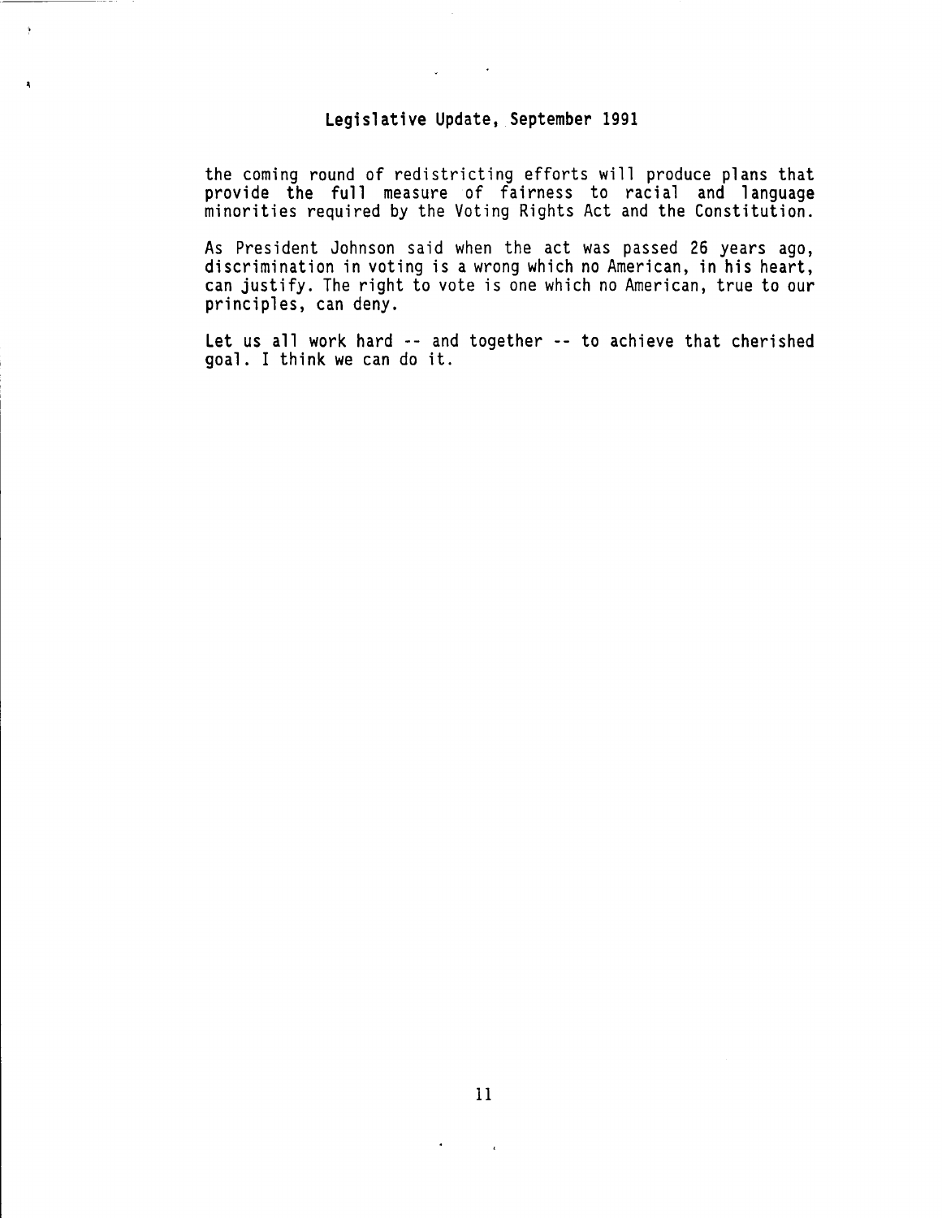the coming round of redistricting efforts will produce plans that provide the full measure of fairness to racial and language minorities required by the Voting Rights Act and the Constitution.

As President Johnson said when the act was passed 26 years ago, discrimination in voting is a wrong which no American, in his heart, can justify. The right to vote is one which no American, true to our principles, can deny.

Let us all work hard -- and together -- to achieve that cherished goal. I think we can do it.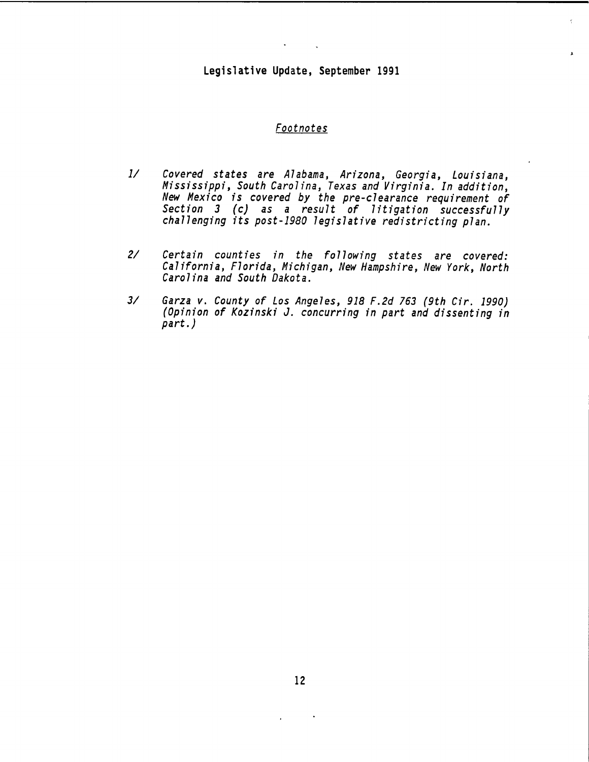**Legislative Update, September 1991**

*Footnotes*

1/ *Covered states are Alabama, Arizona, Georgia, Louisiana, Mississippi, South Carolina, Texas and Virginia. In addition, New Mexico is covered by the pre-clearance requirement of Section 3 (c) as a result of litigation successfully challenging its post-1980 legislative redistricting plan.*

2/ *Certain counties in the following states are covered: California, Florida, Michigan, New Hampshire, New York, North Carolina and South Dakota.*

3/ *Garza v. County of Los Angeles, 918 F.2d 763 (9th Cir. 1990) (Opinion of Kozinski J. concurring in part and dissenting in part.)*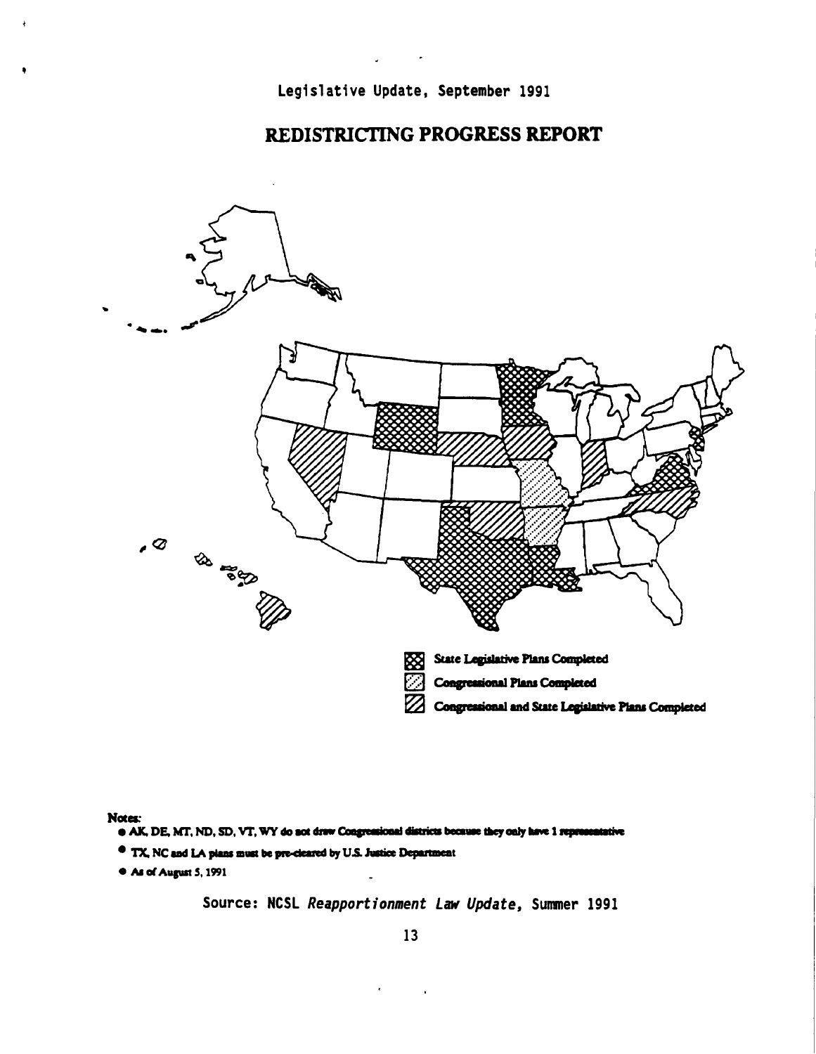Legislative Update, September 1991

# REDISTRICTING PROGRESS REPORT

State Legislative Plans Completed

Congressional Plans Completed

Congressional and State Legislative Plans Completed

**Notes:**

- AK, DE, MT, ND, SD, VT, WY do not draw Congressional districts because they only have 1 representative
- TX, NC and LA plans must be pre-cleared by U.S. Justice Department
- As of August 5, 1991

Source: NCSL *Reapportionment Law Update*, Summer 1991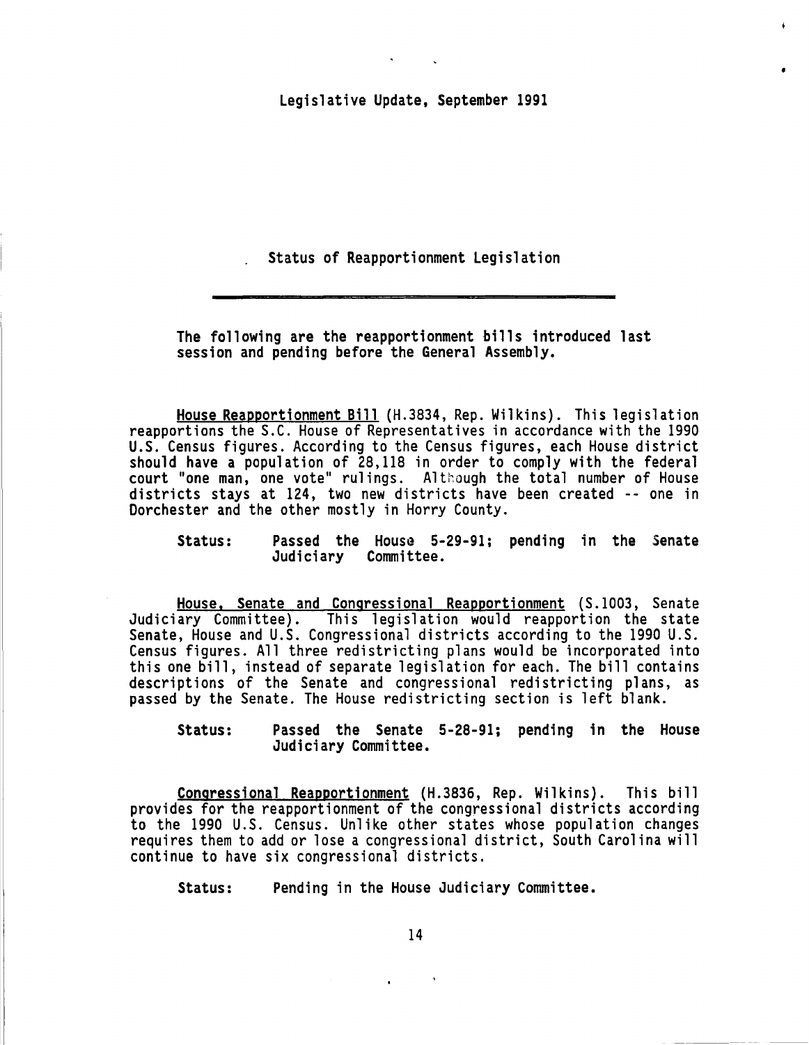Legislative Update, September 1991

## Status of Reapportionment Legislation

**The following are the reapportionment bills introduced last session and pending before the General Assembly.**

<u>House Reapportionment Bill</u> (H.3834, Rep. Wilkins). This legislation reapportions the S.C. House of Representatives in accordance with the 1990 U.S. Census figures. According to the Census figures, each House district should have a population of 28,118 in order to comply with the federal court "one man, one vote" rulings. Although the total number of House districts stays at 124, two new districts have been created -- one in Dorchester and the other mostly in Horry County.

**Status: Passed the House 5-29-91; pending in the Senate Judiciary Committee.**

<u>House, Senate and Congressional Reapportionment</u> (S.1003, Senate Judiciary Committee). This legislation would reapportion the state Senate, House and U.S. Congressional districts according to the 1990 U.S. Census figures. All three redistricting plans would be incorporated into this one bill, instead of separate legislation for each. The bill contains descriptions of the Senate and congressional redistricting plans, as passed by the Senate. The House redistricting section is left blank.

**Status: Passed the Senate 5-28-91; pending in the House Judiciary Committee.**

<u>Congressional Reapportionment</u> (H.3836, Rep. Wilkins). This bill provides for the reapportionment of the congressional districts according to the 1990 U.S. Census. Unlike other states whose population changes requires them to add or lose a congressional district, South Carolina will continue to have six congressional districts.

**Status: Pending in the House Judiciary Committee.**